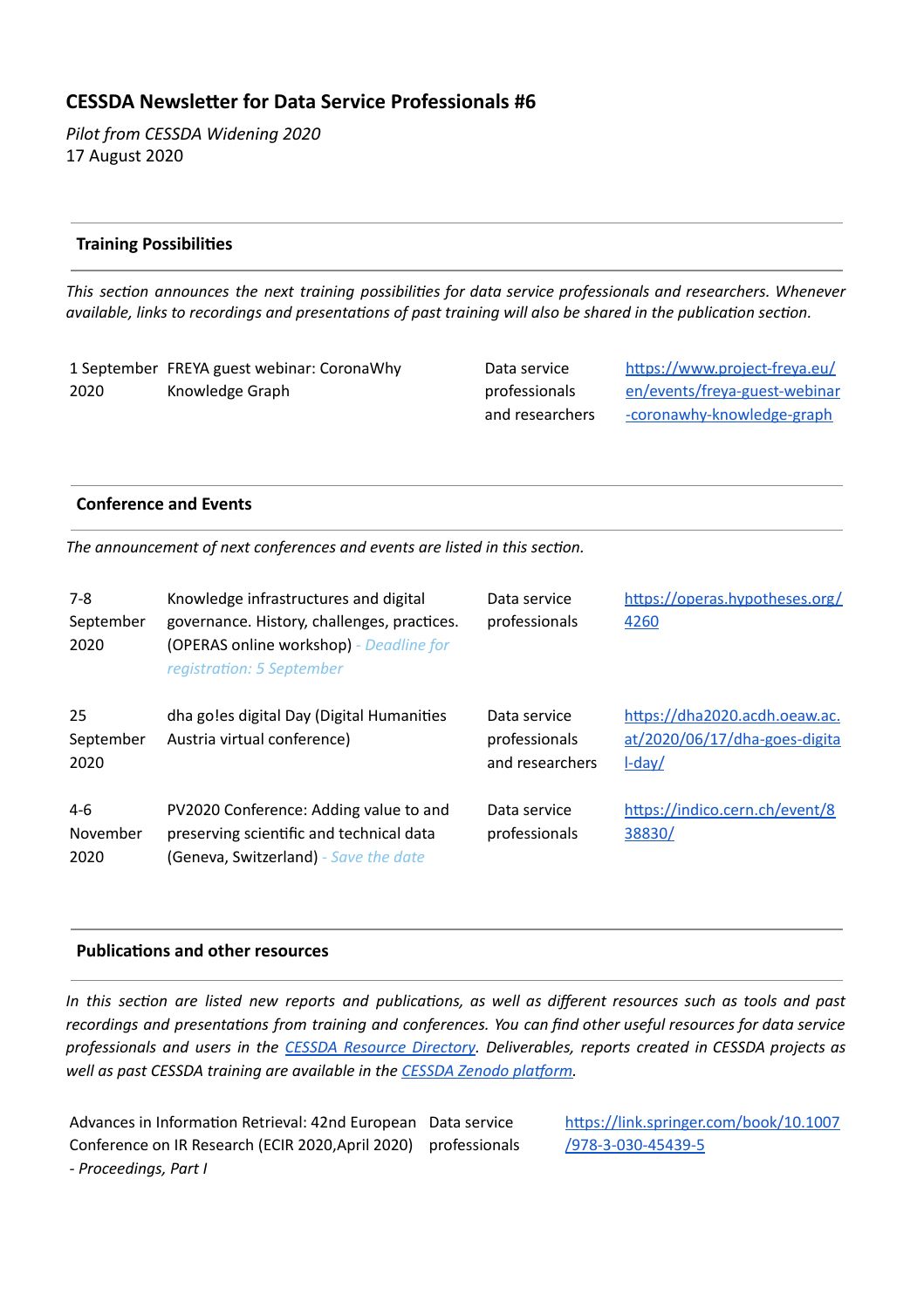# CESSDA Newsletter for Data Service Professionals #6

*Pilot from CESSDA Widening 2020*
17 August 2020

## Training Possibilities

*This section announces the next training possibilities for data service professionals and researchers. Whenever available, links to recordings and presentations of past training will also be shared in the publication section.*

| | | | |
|---|---|---|---|
| 1 September 2020 | FREYA guest webinar: CoronaWhy Knowledge Graph | Data service professionals and researchers | https://www.project-freya.eu/en/events/freya-guest-webinar-coronawhy-knowledge-graph |

## Conference and Events

*The announcement of next conferences and events are listed in this section.*

| | | | |
|---|---|---|---|
| 7-8 September 2020 | Knowledge infrastructures and digital governance. History, challenges, practices. (OPERAS online workshop) *- Deadline for registration: 5 September* | Data service professionals | https://operas.hypotheses.org/4260 |
| 25 September 2020 | dha go!es digital Day (Digital Humanities Austria virtual conference) | Data service professionals and researchers | https://dha2020.acdh.oeaw.ac.at/2020/06/17/dha-goes-digital-day/ |
| 4-6 November 2020 | PV2020 Conference: Adding value to and preserving scientific and technical data (Geneva, Switzerland) *- Save the date* | Data service professionals | https://indico.cern.ch/event/838830/ |

## Publications and other resources

*In this section are listed new reports and publications, as well as different resources such as tools and past recordings and presentations from training and conferences. You can find other useful resources for data service professionals and users in the [CESSDA Resource Directory](). Deliverables, reports created in CESSDA projects as well as past CESSDA training are available in the [CESSDA Zenodo platform]().*

| | | |
|---|---|---|
| Advances in Information Retrieval: 42nd European Conference on IR Research (ECIR 2020,April 2020) *- Proceedings, Part I* | Data service professionals | https://link.springer.com/book/10.1007/978-3-030-45439-5 |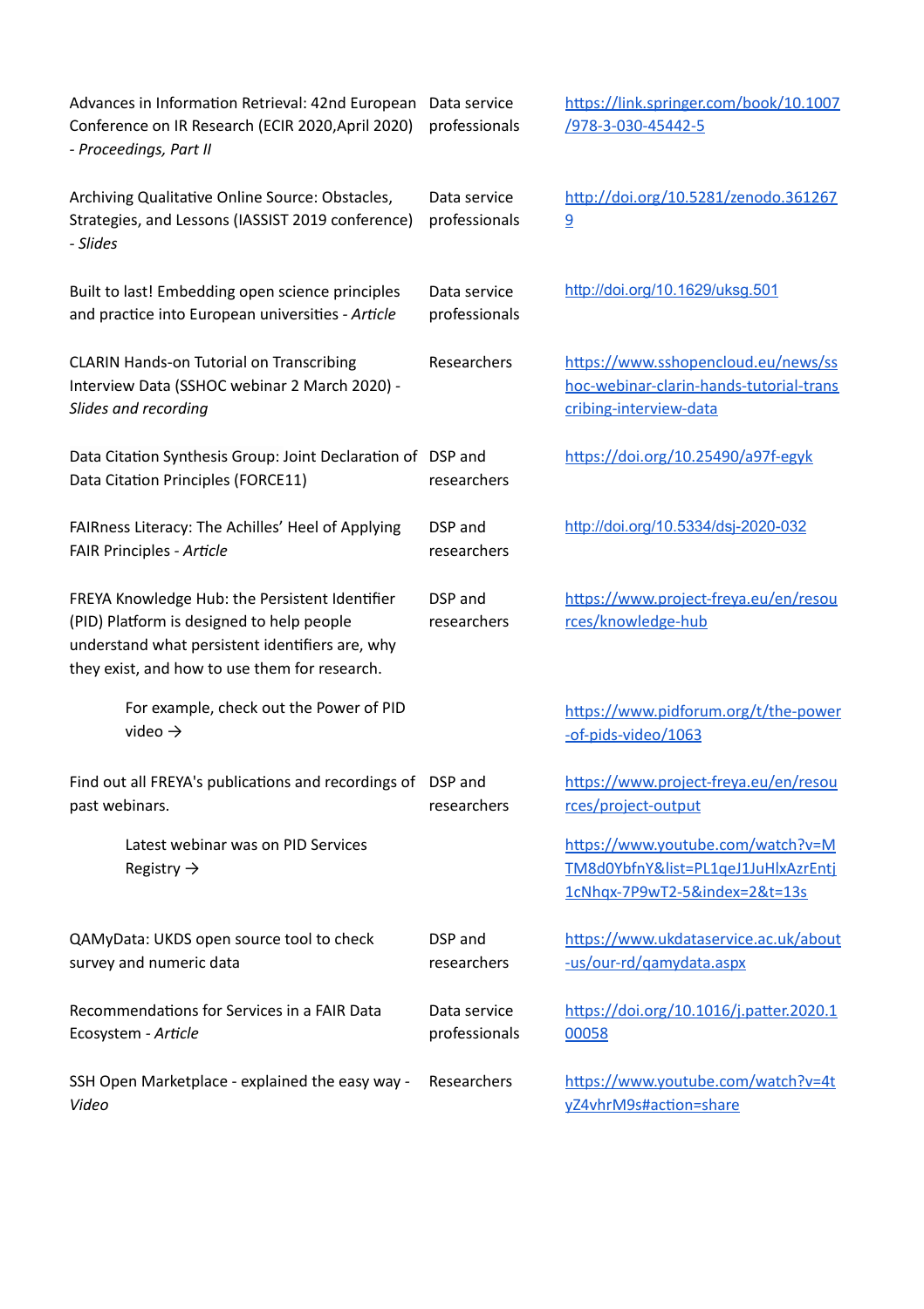| | | |
|---|---|---|
| Advances in Information Retrieval: 42nd European Conference on IR Research (ECIR 2020,April 2020) - *Proceedings, Part II* | Data service professionals | https://link.springer.com/book/10.1007/978-3-030-45442-5 |
| Archiving Qualitative Online Source: Obstacles, Strategies, and Lessons (IASSIST 2019 conference) - *Slides* | Data service professionals | http://doi.org/10.5281/zenodo.3612679 |
| Built to last! Embedding open science principles and practice into European universities - *Article* | Data service professionals | http://doi.org/10.1629/uksg.501 |
| CLARIN Hands-on Tutorial on Transcribing Interview Data (SSHOC webinar 2 March 2020) - *Slides and recording* | Researchers | https://www.sshopencloud.eu/news/sshoc-webinar-clarin-hands-tutorial-transcribing-interview-data |
| Data Citation Synthesis Group: Joint Declaration of Data Citation Principles (FORCE11) | DSP and researchers | https://doi.org/10.25490/a97f-egyk |
| FAIRness Literacy: The Achilles' Heel of Applying FAIR Principles - *Article* | DSP and researchers | http://doi.org/10.5334/dsj-2020-032 |
| FREYA Knowledge Hub: the Persistent Identifier (PID) Platform is designed to help people understand what persistent identifiers are, why they exist, and how to use them for research. | DSP and researchers | https://www.project-freya.eu/en/resources/knowledge-hub |
| For example, check out the Power of PID video → | | https://www.pidforum.org/t/the-power-of-pids-video/1063 |
| Find out all FREYA's publications and recordings of past webinars. | DSP and researchers | https://www.project-freya.eu/en/resources/project-output |
| Latest webinar was on PID Services Registry → | | https://www.youtube.com/watch?v=MTM8d0YbfnY&list=PL1qeJ1JuHlxAzrEntj1cNhqx-7P9wT2-5&index=2&t=13s |
| QAMyData: UKDS open source tool to check survey and numeric data | DSP and researchers | https://www.ukdataservice.ac.uk/about-us/our-rd/qamydata.aspx |
| Recommendations for Services in a FAIR Data Ecosystem - *Article* | Data service professionals | https://doi.org/10.1016/j.patter.2020.100058 |
| SSH Open Marketplace - explained the easy way - *Video* | Researchers | https://www.youtube.com/watch?v=4tyZ4vhrM9s#action=share |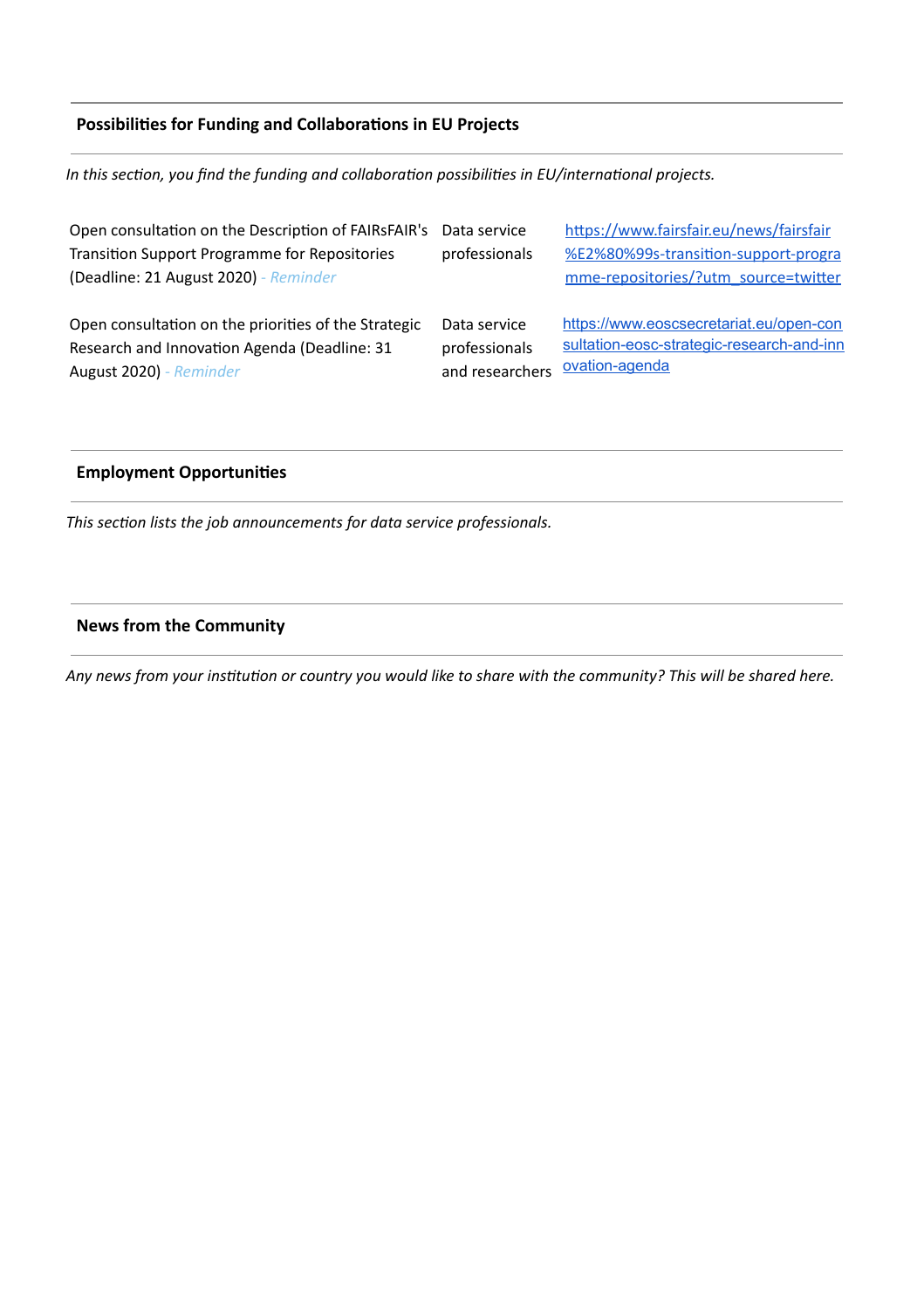## Possibilities for Funding and Collaborations in EU Projects

*In this section, you find the funding and collaboration possibilities in EU/international projects.*

| | | |
|---|---|---|
| Open consultation on the Description of FAIRsFAIR's Transition Support Programme for Repositories (Deadline: 21 August 2020) *- Reminder* | Data service professionals | https://www.fairsfair.eu/news/fairsfair%E2%80%99s-transition-support-programme-repositories/?utm_source=twitter |
| Open consultation on the priorities of the Strategic Research and Innovation Agenda (Deadline: 31 August 2020) *- Reminder* | Data service professionals and researchers | https://www.eoscsecretariat.eu/open-consultation-eosc-strategic-research-and-innovation-agenda |

## Employment Opportunities

*This section lists the job announcements for data service professionals.*

## News from the Community

*Any news from your institution or country you would like to share with the community? This will be shared here.*